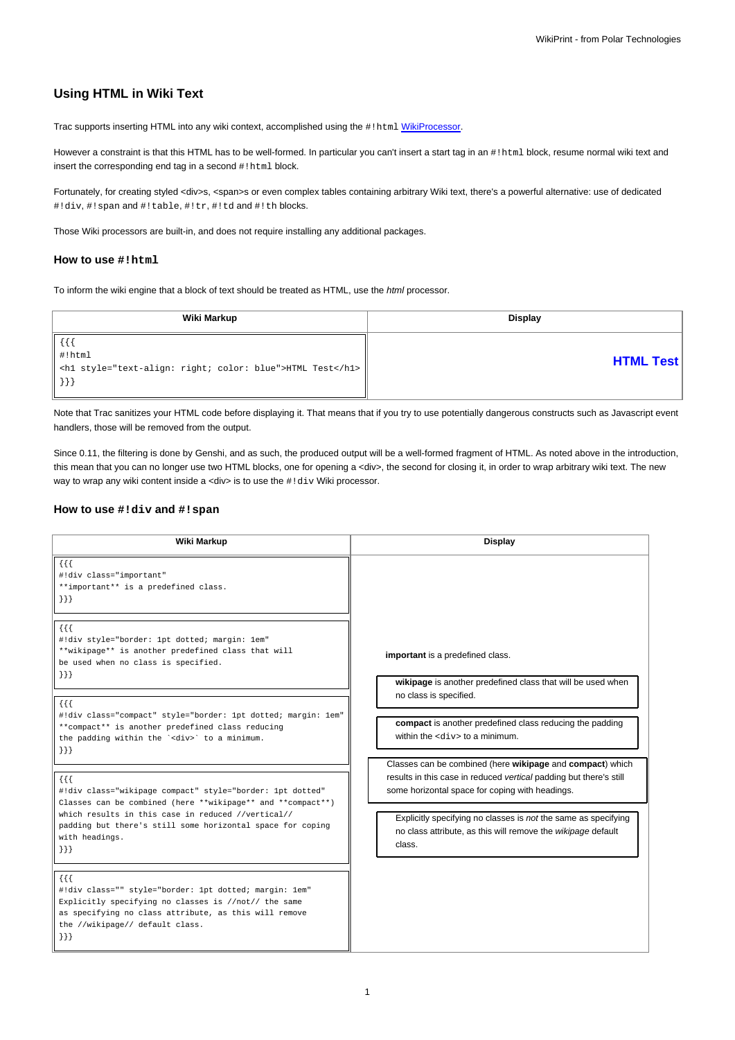## Using HTML in Wiki Text

Trac supports inserting HTML into any wiki context, accomplished using the `#!html` WikiProcessor.

However a constraint is that this HTML has to be well-formed. In particular you can't insert a start tag in an `#!html` block, resume normal wiki text and insert the corresponding end tag in a second `#!html` block.

Fortunately, for creating styled <div>s, <span>s or even complex tables containing arbitrary Wiki text, there's a powerful alternative: use of dedicated `#!div`, `#!span` and `#!table`, `#!tr`, `#!td` and `#!th` blocks.

Those Wiki processors are built-in, and does not require installing any additional packages.

### How to use `#!html`

To inform the wiki engine that a block of text should be treated as HTML, use the *html* processor.

| Wiki Markup | Display |
|---|---|
| `{{{`<br>`#!html`<br>`<h1 style="text-align: right; color: blue">HTML Test</h1>`<br>`}}}` | **HTML Test** |

Note that Trac sanitizes your HTML code before displaying it. That means that if you try to use potentially dangerous constructs such as Javascript event handlers, those will be removed from the output.

Since 0.11, the filtering is done by Genshi, and as such, the produced output will be a well-formed fragment of HTML. As noted above in the introduction, this mean that you can no longer use two HTML blocks, one for opening a <div>, the second for closing it, in order to wrap arbitrary wiki text. The new way to wrap any wiki content inside a <div> is to use the `#!div` Wiki processor.

### How to use `#!div` and `#!span`

| Wiki Markup | Display |
|---|---|
| `{{{`<br>`#!div class="important"`<br>`**important** is a predefined class.`<br>`}}}` | **important** is a predefined class. |
| `{{{`<br>`#!div style="border: 1pt dotted; margin: 1em"`<br>`**wikipage** is another predefined class that will`<br>`be used when no class is specified.`<br>`}}}` | **wikipage** is another predefined class that will be used when no class is specified. |
| `{{{`<br>`#!div class="compact" style="border: 1pt dotted; margin: 1em"`<br>`**compact** is another predefined class reducing`<br>`the padding within the `<div>` to a minimum.`<br>`}}}` | **compact** is another predefined class reducing the padding within the `<div>` to a minimum. |
| `{{{`<br>`#!div class="wikipage compact" style="border: 1pt dotted"`<br>`Classes can be combined (here **wikipage** and **compact**)`<br>`which results in this case in reduced //vertical//`<br>`padding but there's still some horizontal space for coping`<br>`with headings.`<br>`}}}` | Classes can be combined (here **wikipage** and **compact**) which results in this case in reduced *vertical* padding but there's still some horizontal space for coping with headings. |
| `{{{`<br>`#!div class="" style="border: 1pt dotted; margin: 1em"`<br>`Explicitly specifying no classes is //not// the same`<br>`as specifying no class attribute, as this will remove`<br>`the //wikipage// default class.`<br>`}}}` | Explicitly specifying no classes is *not* the same as specifying no class attribute, as this will remove the *wikipage* default class. |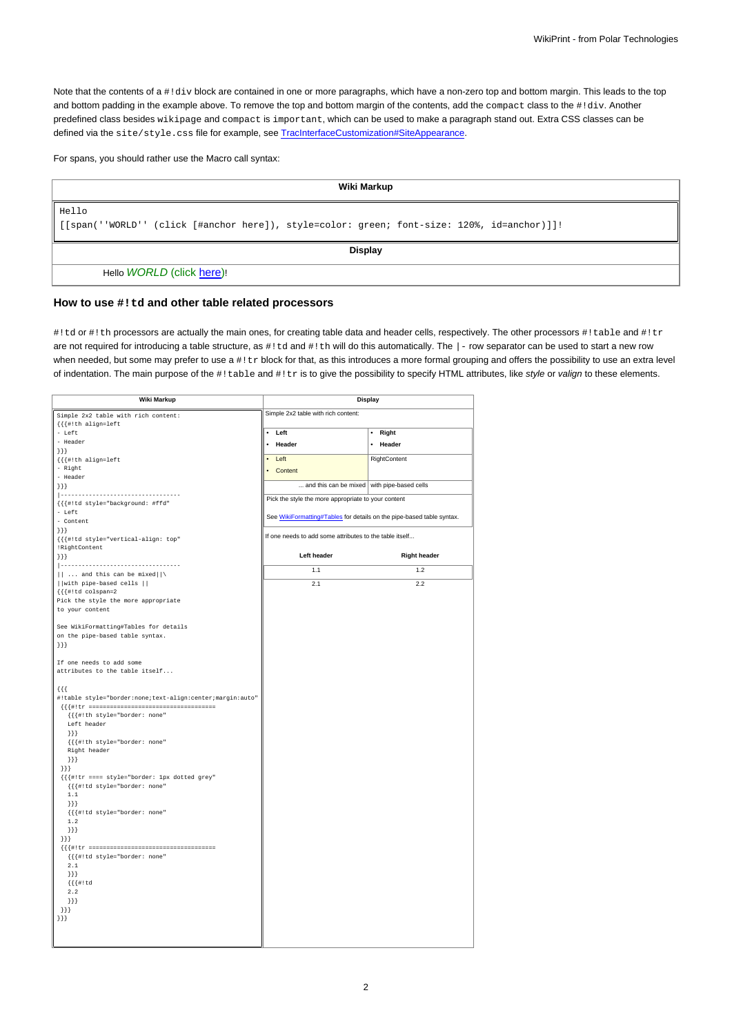Note that the contents of a `#!div` block are contained in one or more paragraphs, which have a non-zero top and bottom margin. This leads to the top and bottom padding in the example above. To remove the top and bottom margin of the contents, add the `compact` class to the `#!div`. Another predefined class besides `wikipage` and `compact` is `important`, which can be used to make a paragraph stand out. Extra CSS classes can be defined via the `site/style.css` file for example, see [TracInterfaceCustomization#SiteAppearance](TracInterfaceCustomization#SiteAppearance).

For spans, you should rather use the Macro call syntax:

**Wiki Markup**

```
Hello
[[span(''WORLD'' (click [#anchor here]), style=color: green; font-size: 120%, id=anchor)]]!
```

**Display**

Hello *WORLD* (click here)!

### How to use `#!td` and other table related processors

`#!td` or `#!th` processors are actually the main ones, for creating table data and header cells, respectively. The other processors `#!table` and `#!tr` are not required for introducing a table structure, as `#!td` and `#!th` will do this automatically. The `|-` row separator can be used to start a new row when needed, but some may prefer to use a `#!tr` block for that, as this introduces a more formal grouping and offers the possibility to use an extra level of indentation. The main purpose of the `#!table` and `#!tr` is to give the possibility to specify HTML attributes, like *style* or *valign* to these elements.

**Wiki Markup**

```
Simple 2x2 table with rich content:
{{{#!th align=left
 - Left
 - Header
}}}
{{{#!th align=left
 - Right
 - Header
}}}
|----------------------------------
{{{#!td style="background: #ffd"
 - Left
 - Content
}}}
{{{#!td style="vertical-align: top"
!RightContent
}}}
|----------------------------------
|| ... and this can be mixed||\
||with pipe-based cells ||
{{{#!td colspan=2
Pick the style the more appropriate
to your content

See WikiFormatting#Tables for details
on the pipe-based table syntax.
}}}

If one needs to add some
attributes to the table itself...

{{{
#!table style="border:none;text-align:center;margin:auto"
  {{{#!tr ====================================
    {{{#!th style="border: none"
    Left header
    }}}
    {{{#!th style="border: none"
    Right header
    }}}
  }}}
  {{{#!tr ==== style="border: 1px dotted grey"
    {{{#!td style="border: none"
    1.1
    }}}
    {{{#!td style="border: none"
    1.2
    }}}
  }}}
  {{{#!tr ====================================
    {{{#!td style="border: none"
    2.1
    }}}
    {{{#!td
    2.2
    }}}
  }}}
}}}
```

**Display**

Simple 2x2 table with rich content:

| • **Left**<br>• **Header** | • **Right**<br>• **Header** |
|---|---|
| • Left<br>• Content | RightContent |
| ... and this can be mixed | with pipe-based cells |
| Pick the style the more appropriate to your content<br><br>See [WikiFormatting#Tables](WikiFormatting#Tables) for details on the pipe-based table syntax. | |

If one needs to add some attributes to the table itself...

| Left header | Right header |
|---|---|
| 1.1 | 1.2 |
| 2.1 | 2.2 |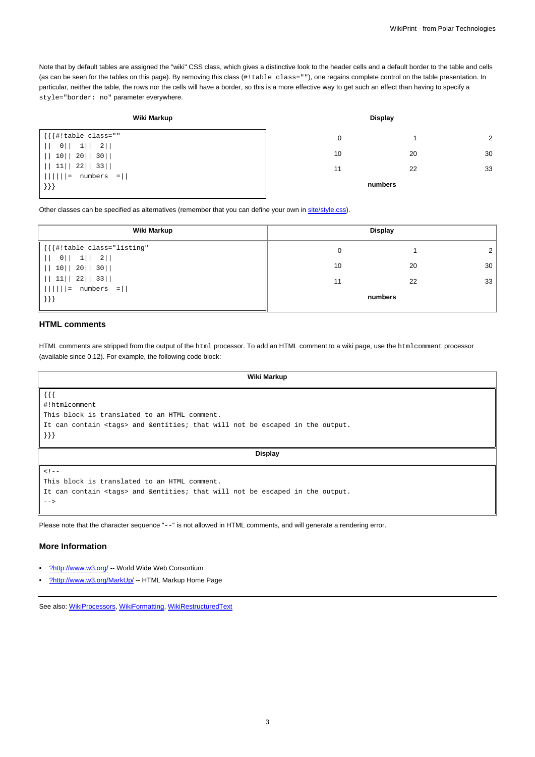Note that by default tables are assigned the "wiki" CSS class, which gives a distinctive look to the header cells and a default border to the table and cells (as can be seen for the tables on this page). By removing this class (`#!table class=""`), one regains complete control on the table presentation. In particular, neither the table, the rows nor the cells will have a border, so this is a more effective way to get such an effect than having to specify a `style="border: no"` parameter everywhere.

| Wiki Markup | Display |
|---|---|
| `{{{#!table class=""`<br>`\|\|  0\|\|  1\|\|  2\|\|`<br>`\|\| 10\|\| 20\|\| 30\|\|`<br>`\|\| 11\|\| 22\|\| 33\|\|`<br>`\|\|\|\|\|\|=  numbers  =\|\|`<br>`}}}` | 0 1 2<br>10 20 30<br>11 22 33<br>**numbers** |

Other classes can be specified as alternatives (remember that you can define your own in site/style.css).

| Wiki Markup | Display |
|---|---|
| `{{{#!table class="listing"`<br>`\|\|  0\|\|  1\|\|  2\|\|`<br>`\|\| 10\|\| 20\|\| 30\|\|`<br>`\|\| 11\|\| 22\|\| 33\|\|`<br>`\|\|\|\|\|\|=  numbers  =\|\|`<br>`}}}` | 0 1 2<br>10 20 30<br>11 22 33<br>**numbers** |

### HTML comments

HTML comments are stripped from the output of the `html` processor. To add an HTML comment to a wiki page, use the `htmlcomment` processor (available since 0.12). For example, the following code block:

**Wiki Markup**

```
{{{
#!htmlcomment
This block is translated to an HTML comment.
It can contain <tags> and &entities; that will not be escaped in the output.
}}}
```

**Display**

```
<!--
This block is translated to an HTML comment.
It can contain <tags> and &entities; that will not be escaped in the output.
-->
```

Please note that the character sequence "`--`" is not allowed in HTML comments, and will generate a rendering error.

### More Information

- ?http://www.w3.org/ -- World Wide Web Consortium
- ?http://www.w3.org/MarkUp/ -- HTML Markup Home Page

---

See also: WikiProcessors, WikiFormatting, WikiRestructuredText